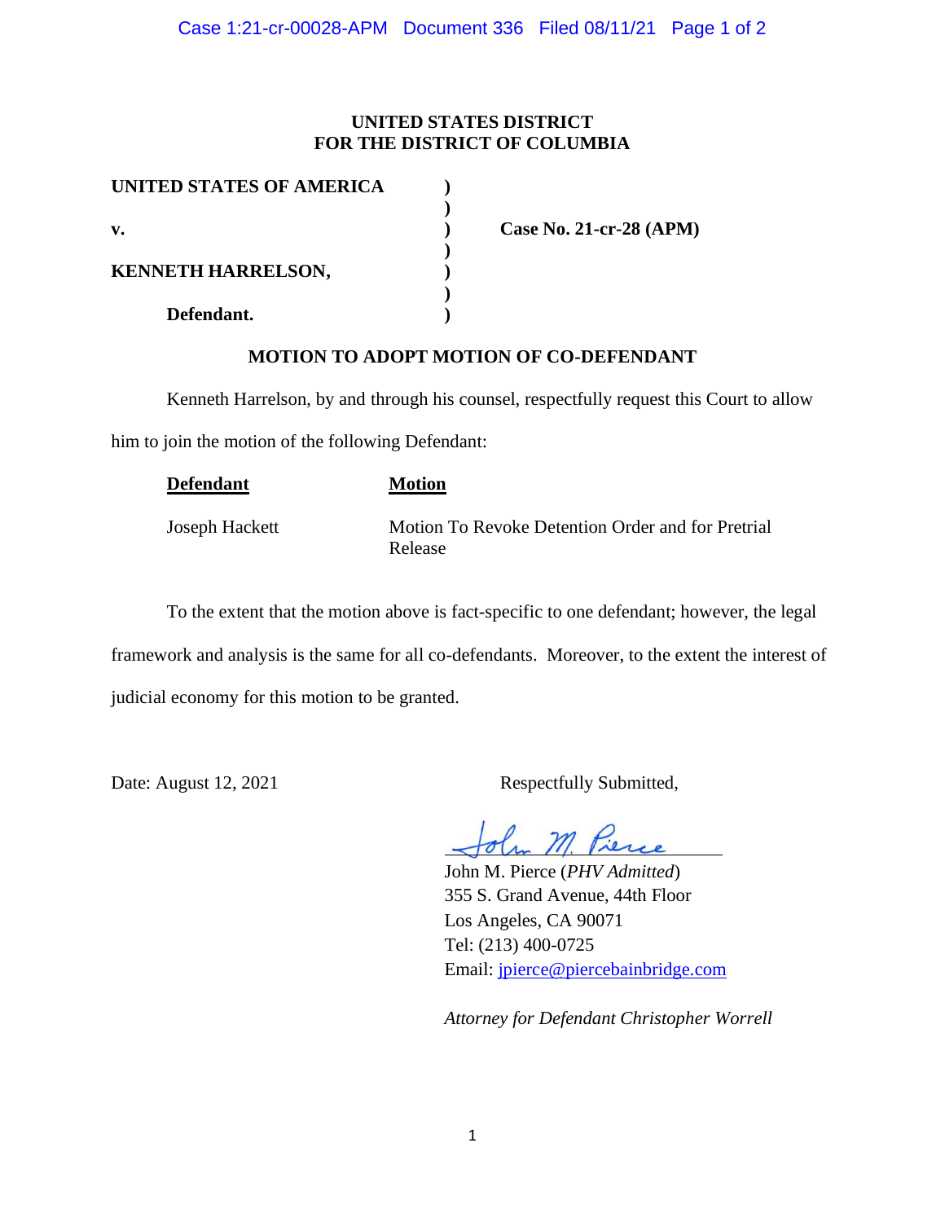**UNITED STATES DISTRICT**
**FOR THE DISTRICT OF COLUMBIA**

| | | |
|---|---|---|
| **UNITED STATES OF AMERICA** | ) | |
| | ) | |
| **v.** | ) | **Case No. 21-cr-28 (APM)** |
| | ) | |
| **KENNETH HARRELSON,** | ) | |
| | ) | |
| **Defendant.** | ) | |

**MOTION TO ADOPT MOTION OF CO-DEFENDANT**

Kenneth Harrelson, by and through his counsel, respectfully request this Court to allow him to join the motion of the following Defendant:

| **Defendant** | **Motion** |
|---|---|
| Joseph Hackett | Motion To Revoke Detention Order and for Pretrial Release |

To the extent that the motion above is fact-specific to one defendant; however, the legal framework and analysis is the same for all co-defendants. Moreover, to the extent the interest of judicial economy for this motion to be granted.

Date: August 12, 2021

Respectfully Submitted,

John M. Pierce

John M. Pierce (*PHV Admitted*)
355 S. Grand Avenue, 44th Floor
Los Angeles, CA 90071
Tel: (213) 400-0725
Email: jpierce@piercebainbridge.com

*Attorney for Defendant Christopher Worrell*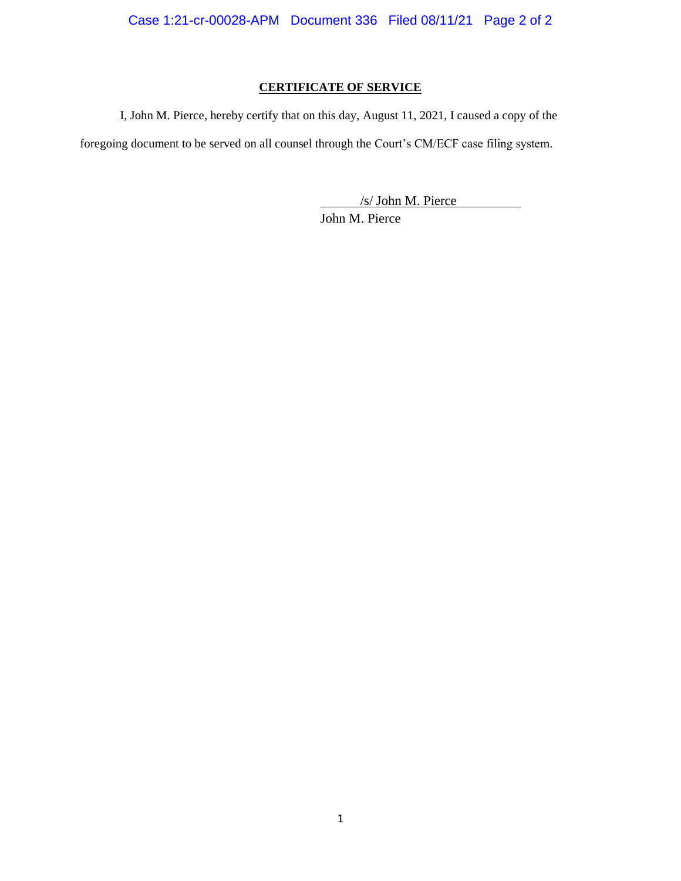**CERTIFICATE OF SERVICE**

I, John M. Pierce, hereby certify that on this day, August 11, 2021, I caused a copy of the foregoing document to be served on all counsel through the Court's CM/ECF case filing system.

/s/ John M. Pierce

John M. Pierce